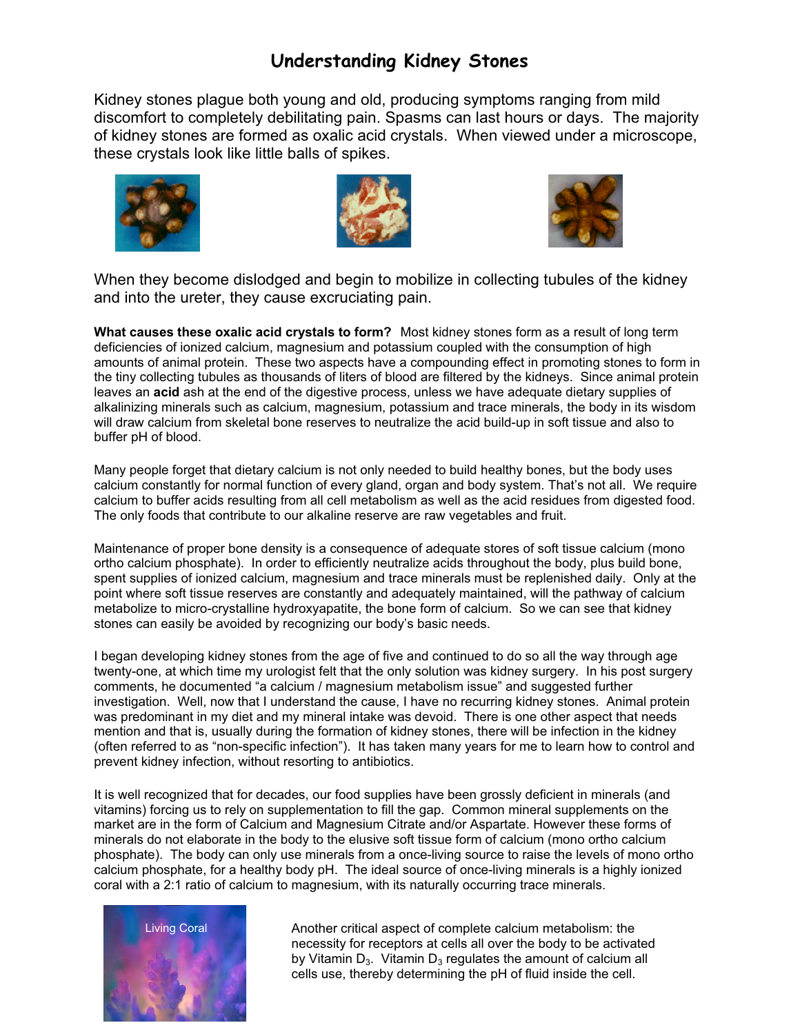# Understanding Kidney Stones

Kidney stones plague both young and old, producing symptoms ranging from mild discomfort to completely debilitating pain. Spasms can last hours or days. The majority of kidney stones are formed as oxalic acid crystals. When viewed under a microscope, these crystals look like little balls of spikes.

When they become dislodged and begin to mobilize in collecting tubules of the kidney and into the ureter, they cause excruciating pain.

**What causes these oxalic acid crystals to form?** Most kidney stones form as a result of long term deficiencies of ionized calcium, magnesium and potassium coupled with the consumption of high amounts of animal protein. These two aspects have a compounding effect in promoting stones to form in the tiny collecting tubules as thousands of liters of blood are filtered by the kidneys. Since animal protein leaves an **acid** ash at the end of the digestive process, unless we have adequate dietary supplies of alkalizing minerals such as calcium, magnesium, potassium and trace minerals, the body in its wisdom will draw calcium from skeletal bone reserves to neutralize the acid build-up in soft tissue and also to buffer pH of blood.

Many people forget that dietary calcium is not only needed to build healthy bones, but the body uses calcium constantly for normal function of every gland, organ and body system. That's not all. We require calcium to buffer acids resulting from all cell metabolism as well as the acid residues from digested food. The only foods that contribute to our alkaline reserve are raw vegetables and fruit.

Maintenance of proper bone density is a consequence of adequate stores of soft tissue calcium (mono ortho calcium phosphate). In order to efficiently neutralize acids throughout the body, plus build bone, spent supplies of ionized calcium, magnesium and trace minerals must be replenished daily. Only at the point where soft tissue reserves are constantly and adequately maintained, will the pathway of calcium metabolize to micro-crystalline hydroxyapatite, the bone form of calcium. So we can see that kidney stones can easily be avoided by recognizing our body's basic needs.

I began developing kidney stones from the age of five and continued to do so all the way through age twenty-one, at which time my urologist felt that the only solution was kidney surgery. In his post surgery comments, he documented "a calcium / magnesium metabolism issue" and suggested further investigation. Well, now that I understand the cause, I have no recurring kidney stones. Animal protein was predominant in my diet and my mineral intake was devoid. There is one other aspect that needs mention and that is, usually during the formation of kidney stones, there will be infection in the kidney (often referred to as "non-specific infection"). It has taken many years for me to learn how to control and prevent kidney infection, without resorting to antibiotics.

It is well recognized that for decades, our food supplies have been grossly deficient in minerals (and vitamins) forcing us to rely on supplementation to fill the gap. Common mineral supplements on the market are in the form of Calcium and Magnesium Citrate and/or Aspartate. However these forms of minerals do not elaborate in the body to the elusive soft tissue form of calcium (mono ortho calcium phosphate). The body can only use minerals from a once-living source to raise the levels of mono ortho calcium phosphate, for a healthy body pH. The ideal source of once-living minerals is a highly ionized coral with a 2:1 ratio of calcium to magnesium, with its naturally occurring trace minerals.

Living Coral

Another critical aspect of complete calcium metabolism: the necessity for receptors at cells all over the body to be activated by Vitamin $D_3$. Vitamin $D_3$ regulates the amount of calcium all cells use, thereby determining the pH of fluid inside the cell.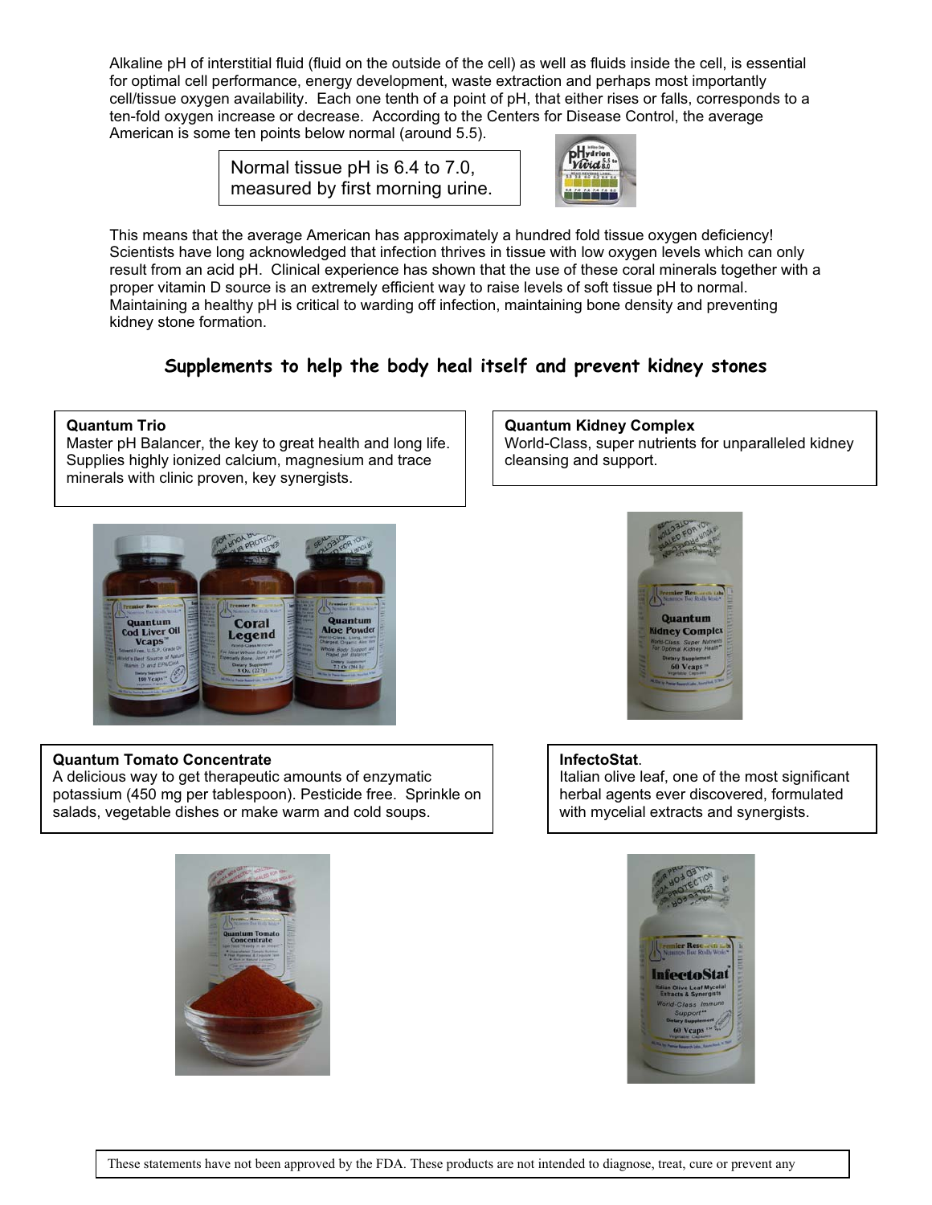Alkaline pH of interstitial fluid (fluid on the outside of the cell) as well as fluids inside the cell, is essential for optimal cell performance, energy development, waste extraction and perhaps most importantly cell/tissue oxygen availability. Each one tenth of a point of pH, that either rises or falls, corresponds to a ten-fold oxygen increase or decrease. According to the Centers for Disease Control, the average American is some ten points below normal (around 5.5).

Normal tissue pH is 6.4 to 7.0, measured by first morning urine.

This means that the average American has approximately a hundred fold tissue oxygen deficiency! Scientists have long acknowledged that infection thrives in tissue with low oxygen levels which can only result from an acid pH. Clinical experience has shown that the use of these coral minerals together with a proper vitamin D source is an extremely efficient way to raise levels of soft tissue pH to normal. Maintaining a healthy pH is critical to warding off infection, maintaining bone density and preventing kidney stone formation.

## Supplements to help the body heal itself and prevent kidney stones

**Quantum Trio**
Master pH Balancer, the key to great health and long life. Supplies highly ionized calcium, magnesium and trace minerals with clinic proven, key synergists.

**Quantum Kidney Complex**
World-Class, super nutrients for unparalleled kidney cleansing and support.

**Quantum Tomato Concentrate**
A delicious way to get therapeutic amounts of enzymatic potassium (450 mg per tablespoon). Pesticide free. Sprinkle on salads, vegetable dishes or make warm and cold soups.

**InfectoStat**.
Italian olive leaf, one of the most significant herbal agents ever discovered, formulated with mycelial extracts and synergists.

These statements have not been approved by the FDA. These products are not intended to diagnose, treat, cure or prevent any